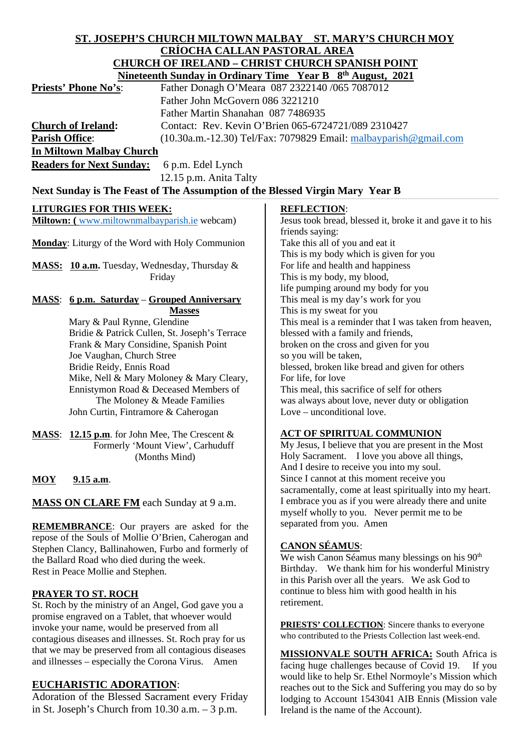# ST. JOSEPH'S CHURCH MILTOWN MALBAY ST. MARY'S CHURCH MOY

## CRÍOCHA CALLAN PASTORAL AREA

## CHURCH OF IRELAND – CHRIST CHURCH SPANISH POINT

**Nineteenth Sunday in Ordinary Time Year B 8th August, 2021**

**Priests' Phone No's**: Father Donagh O'Meara 087 2322140 /065 7087012
Father John McGovern 086 3221210
Father Martin Shanahan 087 7486935

**Church of Ireland**: Contact: Rev. Kevin O'Brien 065-6724721/089 2310427

**Parish Office**: (10.30a.m.-12.30) Tel/Fax: 7079829 Email: malbayparish@gmail.com

**In Miltown Malbay Church**

**Readers for Next Sunday:** 6 p.m. Edel Lynch
12.15 p.m. Anita Talty

**Next Sunday is The Feast of The Assumption of the Blessed Virgin Mary Year B**

**LITURGIES FOR THIS WEEK:**

**Miltown: (** www.miltownmalbayparish.ie webcam)

**Monday**: Liturgy of the Word with Holy Communion

**MASS: 10 a.m.** Tuesday, Wednesday, Thursday & Friday

**MASS**: **6 p.m. Saturday** – **Grouped Anniversary Masses**

Mary & Paul Rynne, Glendine
Bridie & Patrick Cullen, St. Joseph's Terrace
Frank & Mary Considine, Spanish Point
Joe Vaughan, Church Stree
Bridie Reidy, Ennis Road
Mike, Nell & Mary Moloney & Mary Cleary, Ennistymon Road & Deceased Members of The Moloney & Meade Families
John Curtin, Fintramore & Caherogan

**MASS**: **12.15 p.m**. for John Mee, The Crescent & Formerly 'Mount View', Carhuduff (Months Mind)

**MOY** **9.15 a.m**.

**MASS ON CLARE FM** each Sunday at 9 a.m.

**REMEMBRANCE**: Our prayers are asked for the repose of the Souls of Mollie O'Brien, Caherogan and Stephen Clancy, Ballinahowen, Furbo and formerly of the Ballard Road who died during the week.
Rest in Peace Mollie and Stephen.

**PRAYER TO ST. ROCH**

St. Roch by the ministry of an Angel, God gave you a promise engraved on a Tablet, that whoever would invoke your name, would be preserved from all contagious diseases and illnesses. St. Roch pray for us that we may be preserved from all contagious diseases and illnesses – especially the Corona Virus. Amen

**EUCHARISTIC ADORATION**:

Adoration of the Blessed Sacrament every Friday in St. Joseph's Church from 10.30 a.m. – 3 p.m.

**REFLECTION**:

Jesus took bread, blessed it, broke it and gave it to his friends saying:
Take this all of you and eat it
This is my body which is given for you
For life and health and happiness
This is my body, my blood,
life pumping around my body for you
This meal is my day's work for you
This is my sweat for you
This meal is a reminder that I was taken from heaven,
blessed with a family and friends,
broken on the cross and given for you
so you will be taken,
blessed, broken like bread and given for others
For life, for love
This meal, this sacrifice of self for others
was always about love, never duty or obligation
Love – unconditional love.

**ACT OF SPIRITUAL COMMUNION**

My Jesus, I believe that you are present in the Most Holy Sacrament. I love you above all things, And I desire to receive you into my soul. Since I cannot at this moment receive you sacramentally, come at least spiritually into my heart. I embrace you as if you were already there and unite myself wholly to you. Never permit me to be separated from you. Amen

**CANON SÉAMUS**:

We wish Canon Séamus many blessings on his 90th Birthday. We thank him for his wonderful Ministry in this Parish over all the years. We ask God to continue to bless him with good health in his retirement.

**PRIESTS' COLLECTION**: Sincere thanks to everyone who contributed to the Priests Collection last week-end.

**MISSIONVALE SOUTH AFRICA:** South Africa is facing huge challenges because of Covid 19. If you would like to help Sr. Ethel Normoyle's Mission which reaches out to the Sick and Suffering you may do so by lodging to Account 1543041 AIB Ennis (Mission vale Ireland is the name of the Account).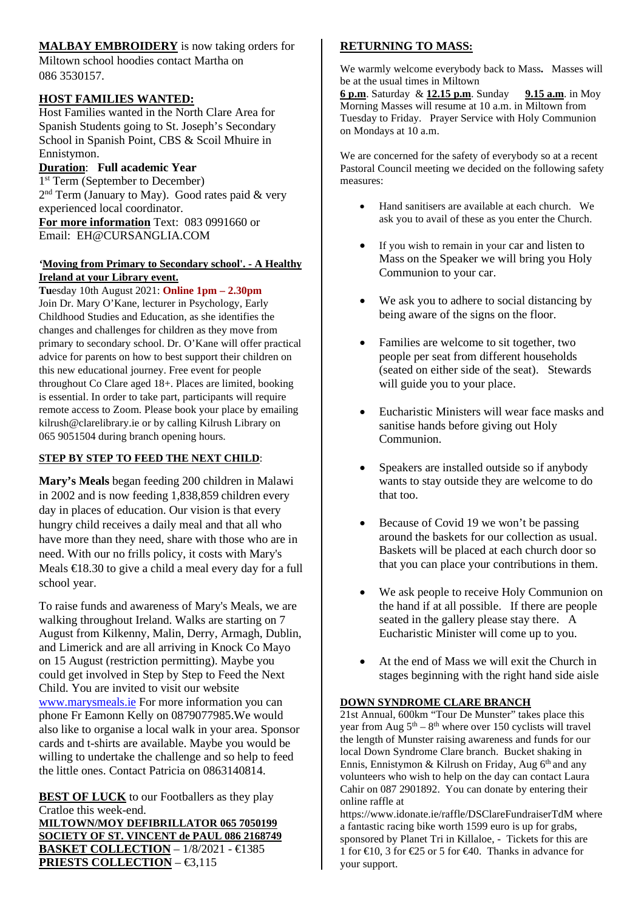**MALBAY EMBROIDERY** is now taking orders for Miltown school hoodies contact Martha on 086 3530157.

**HOST FAMILIES WANTED:**

Host Families wanted in the North Clare Area for Spanish Students going to St. Joseph's Secondary School in Spanish Point, CBS & Scoil Mhuire in Ennistymon.

**Duration**: **Full academic Year**

1st Term (September to December)

2nd Term (January to May). Good rates paid & very experienced local coordinator.

**For more information** Text: 083 0991660 or Email: EH@CURSANGLIA.COM

**'Moving from Primary to Secondary school'. - A Healthy Ireland at your Library event.**

**Tu**esday 10th August 2021: **Online 1pm – 2.30pm**

Join Dr. Mary O'Kane, lecturer in Psychology, Early Childhood Studies and Education, as she identifies the changes and challenges for children as they move from primary to secondary school. Dr. O'Kane will offer practical advice for parents on how to best support their children on this new educational journey. Free event for people throughout Co Clare aged 18+. Places are limited, booking is essential. In order to take part, participants will require remote access to Zoom. Please book your place by emailing kilrush@clarelibrary.ie or by calling Kilrush Library on 065 9051504 during branch opening hours.

**STEP BY STEP TO FEED THE NEXT CHILD**:

**Mary's Meals** began feeding 200 children in Malawi in 2002 and is now feeding 1,838,859 children every day in places of education. Our vision is that every hungry child receives a daily meal and that all who have more than they need, share with those who are in need. With our no frills policy, it costs with Mary's Meals €18.30 to give a child a meal every day for a full school year.

To raise funds and awareness of Mary's Meals, we are walking throughout Ireland. Walks are starting on 7 August from Kilkenny, Malin, Derry, Armagh, Dublin, and Limerick and are all arriving in Knock Co Mayo on 15 August (restriction permitting). Maybe you could get involved in Step by Step to Feed the Next Child. You are invited to visit our website www.marysmeals.ie For more information you can phone Fr Eamonn Kelly on 0879077985.We would also like to organise a local walk in your area. Sponsor cards and t-shirts are available. Maybe you would be willing to undertake the challenge and so help to feed the little ones. Contact Patricia on 0863140814.

**BEST OF LUCK** to our Footballers as they play Cratloe this week-end.

**MILTOWN/MOY DEFIBRILLATOR 065 7050199**

**SOCIETY OF ST. VINCENT de PAUL 086 2168749**

**BASKET COLLECTION** – 1/8/2021 - €1385

**PRIESTS COLLECTION** – €3,115

**RETURNING TO MASS:**

We warmly welcome everybody back to Mass**.** Masses will be at the usual times in Miltown **6 p.m**. Saturday & **12.15 p.m**. Sunday **9.15 a.m**. in Moy Morning Masses will resume at 10 a.m. in Miltown from Tuesday to Friday. Prayer Service with Holy Communion on Mondays at 10 a.m.

We are concerned for the safety of everybody so at a recent Pastoral Council meeting we decided on the following safety measures:

- Hand sanitisers are available at each church. We ask you to avail of these as you enter the Church.
- If you wish to remain in your car and listen to Mass on the Speaker we will bring you Holy Communion to your car.
- We ask you to adhere to social distancing by being aware of the signs on the floor.
- Families are welcome to sit together, two people per seat from different households (seated on either side of the seat). Stewards will guide you to your place.
- Eucharistic Ministers will wear face masks and sanitise hands before giving out Holy Communion.
- Speakers are installed outside so if anybody wants to stay outside they are welcome to do that too.
- Because of Covid 19 we won't be passing around the baskets for our collection as usual. Baskets will be placed at each church door so that you can place your contributions in them.
- We ask people to receive Holy Communion on the hand if at all possible. If there are people seated in the gallery please stay there. A Eucharistic Minister will come up to you.
- At the end of Mass we will exit the Church in stages beginning with the right hand side aisle

**DOWN SYNDROME CLARE BRANCH**

21st Annual, 600km "Tour De Munster" takes place this year from Aug 5th – 8th where over 150 cyclists will travel the length of Munster raising awareness and funds for our local Down Syndrome Clare branch. Bucket shaking in Ennis, Ennistymon & Kilrush on Friday, Aug 6th and any volunteers who wish to help on the day can contact Laura Cahir on 087 2901892. You can donate by entering their online raffle at https://www.idonate.ie/raffle/DSClareFundraiserTdM where a fantastic racing bike worth 1599 euro is up for grabs, sponsored by Planet Tri in Killaloe, - Tickets for this are 1 for €10, 3 for €25 or 5 for €40. Thanks in advance for your support.